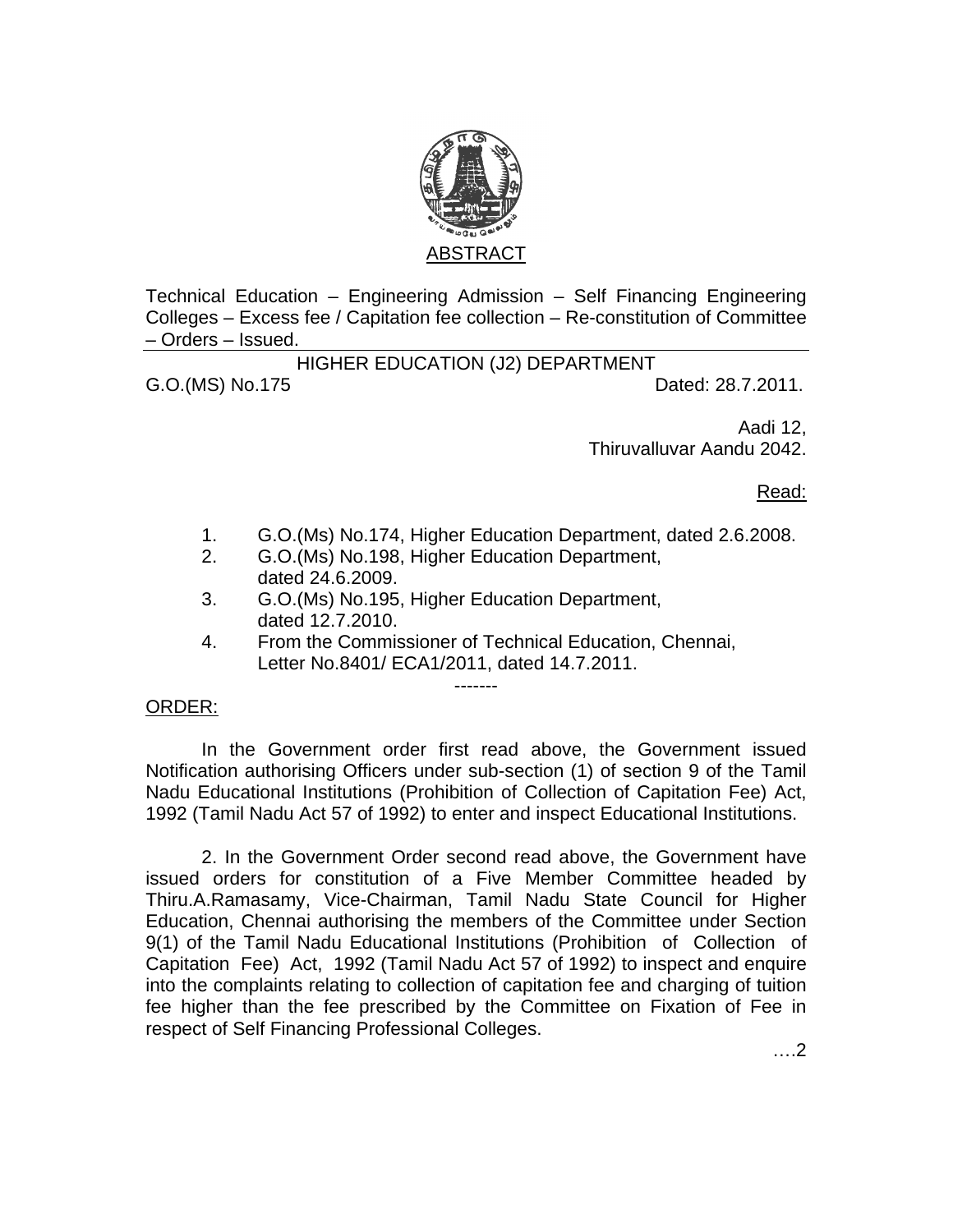ABSTRACT

Technical Education – Engineering Admission – Self Financing Engineering Colleges – Excess fee / Capitation fee collection – Re-constitution of Committee – Orders – Issued.

---

HIGHER EDUCATION (J2) DEPARTMENT

G.O.(MS) No.175 Dated: 28.7.2011.

Aadi 12,
Thiruvalluvar Aandu 2042.

Read:

1. G.O.(Ms) No.174, Higher Education Department, dated 2.6.2008.
2. G.O.(Ms) No.198, Higher Education Department, dated 24.6.2009.
3. G.O.(Ms) No.195, Higher Education Department, dated 12.7.2010.
4. From the Commissioner of Technical Education, Chennai, Letter No.8401/ ECA1/2011, dated 14.7.2011.

-------

ORDER:

In the Government order first read above, the Government issued Notification authorising Officers under sub-section (1) of section 9 of the Tamil Nadu Educational Institutions (Prohibition of Collection of Capitation Fee) Act, 1992 (Tamil Nadu Act 57 of 1992) to enter and inspect Educational Institutions.

2. In the Government Order second read above, the Government have issued orders for constitution of a Five Member Committee headed by Thiru.A.Ramasamy, Vice-Chairman, Tamil Nadu State Council for Higher Education, Chennai authorising the members of the Committee under Section 9(1) of the Tamil Nadu Educational Institutions (Prohibition of Collection of Capitation Fee) Act, 1992 (Tamil Nadu Act 57 of 1992) to inspect and enquire into the complaints relating to collection of capitation fee and charging of tuition fee higher than the fee prescribed by the Committee on Fixation of Fee in respect of Self Financing Professional Colleges.

….2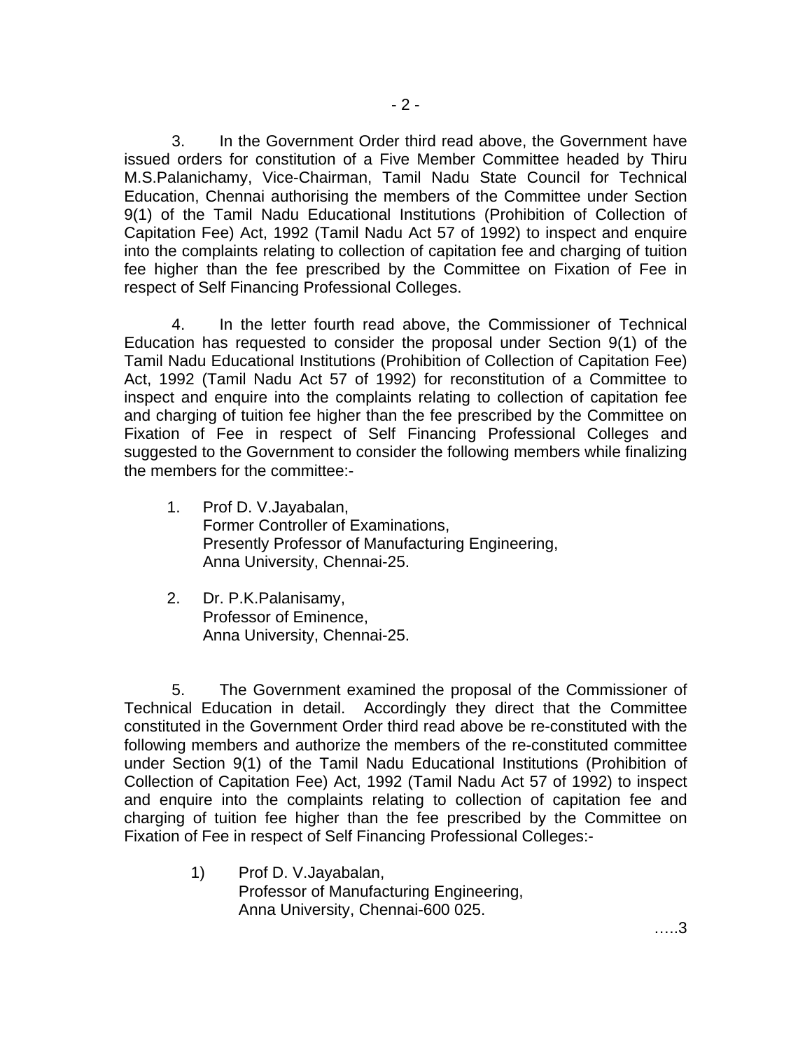3. In the Government Order third read above, the Government have issued orders for constitution of a Five Member Committee headed by Thiru M.S.Palanichamy, Vice-Chairman, Tamil Nadu State Council for Technical Education, Chennai authorising the members of the Committee under Section 9(1) of the Tamil Nadu Educational Institutions (Prohibition of Collection of Capitation Fee) Act, 1992 (Tamil Nadu Act 57 of 1992) to inspect and enquire into the complaints relating to collection of capitation fee and charging of tuition fee higher than the fee prescribed by the Committee on Fixation of Fee in respect of Self Financing Professional Colleges.

4. In the letter fourth read above, the Commissioner of Technical Education has requested to consider the proposal under Section 9(1) of the Tamil Nadu Educational Institutions (Prohibition of Collection of Capitation Fee) Act, 1992 (Tamil Nadu Act 57 of 1992) for reconstitution of a Committee to inspect and enquire into the complaints relating to collection of capitation fee and charging of tuition fee higher than the fee prescribed by the Committee on Fixation of Fee in respect of Self Financing Professional Colleges and suggested to the Government to consider the following members while finalizing the members for the committee:-

1. Prof D. V.Jayabalan,
   Former Controller of Examinations,
   Presently Professor of Manufacturing Engineering,
   Anna University, Chennai-25.

2. Dr. P.K.Palanisamy,
   Professor of Eminence,
   Anna University, Chennai-25.

5. The Government examined the proposal of the Commissioner of Technical Education in detail. Accordingly they direct that the Committee constituted in the Government Order third read above be re-constituted with the following members and authorize the members of the re-constituted committee under Section 9(1) of the Tamil Nadu Educational Institutions (Prohibition of Collection of Capitation Fee) Act, 1992 (Tamil Nadu Act 57 of 1992) to inspect and enquire into the complaints relating to collection of capitation fee and charging of tuition fee higher than the fee prescribed by the Committee on Fixation of Fee in respect of Self Financing Professional Colleges:-

1) Prof D. V.Jayabalan,
   Professor of Manufacturing Engineering,
   Anna University, Chennai-600 025.

…..3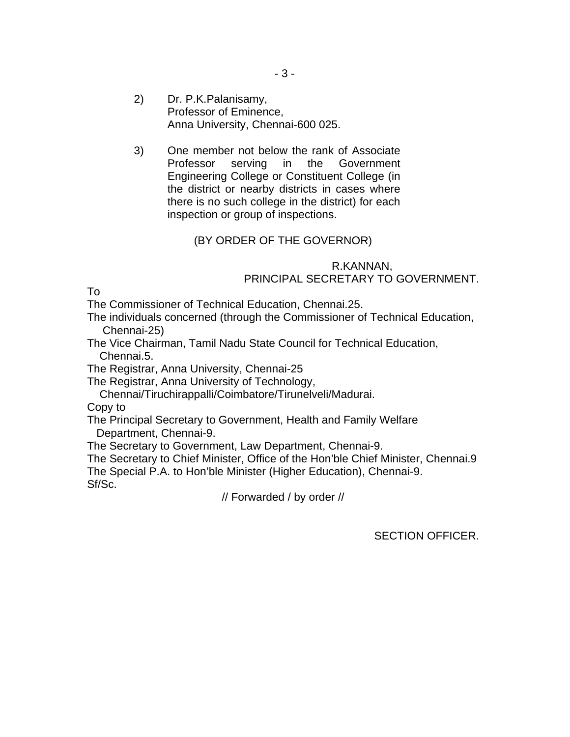2) Dr. P.K.Palanisamy,
   Professor of Eminence,
   Anna University, Chennai-600 025.

3) One member not below the rank of Associate Professor serving in the Government Engineering College or Constituent College (in the district or nearby districts in cases where there is no such college in the district) for each inspection or group of inspections.

(BY ORDER OF THE GOVERNOR)

R.KANNAN,
PRINCIPAL SECRETARY TO GOVERNMENT.

To
The Commissioner of Technical Education, Chennai.25.
The individuals concerned (through the Commissioner of Technical Education, Chennai-25)
The Vice Chairman, Tamil Nadu State Council for Technical Education, Chennai.5.
The Registrar, Anna University, Chennai-25
The Registrar, Anna University of Technology, Chennai/Tiruchirappalli/Coimbatore/Tirunelveli/Madurai.
Copy to
The Principal Secretary to Government, Health and Family Welfare Department, Chennai-9.
The Secretary to Government, Law Department, Chennai-9.
The Secretary to Chief Minister, Office of the Hon'ble Chief Minister, Chennai.9
The Special P.A. to Hon'ble Minister (Higher Education), Chennai-9.
Sf/Sc.

// Forwarded / by order //

SECTION OFFICER.